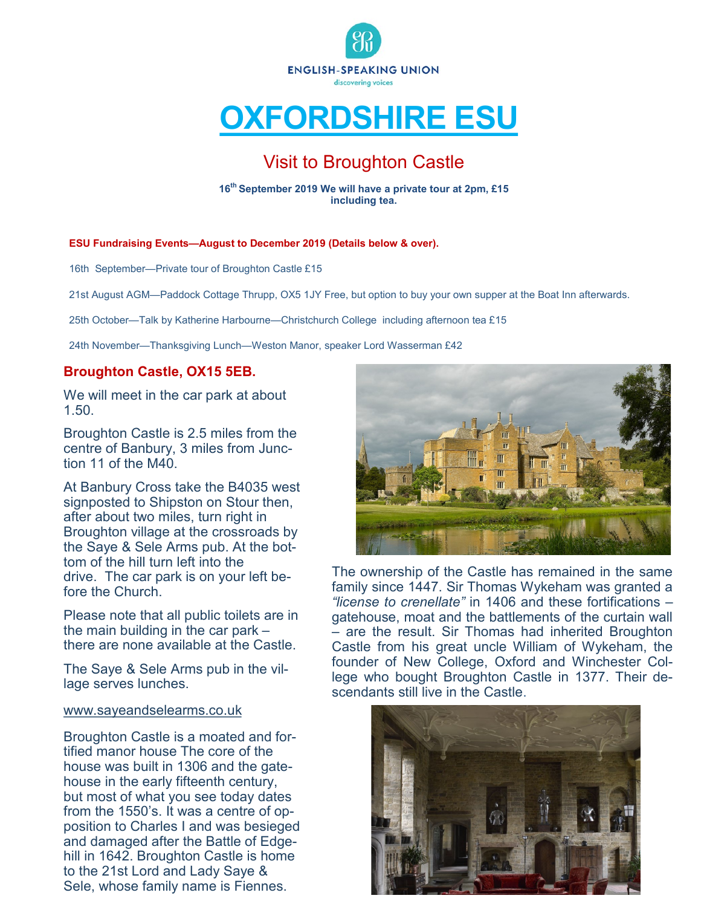ENGLISH-SPEAKING UNION

discovering voices

# OXFORDSHIRE ESU

## Visit to Broughton Castle

**16th September 2019 We will have a private tour at 2pm, £15 including tea.**

**ESU Fundraising Events—August to December 2019 (Details below & over).**

16th September—Private tour of Broughton Castle £15

21st August AGM—Paddock Cottage Thrupp, OX5 1JY Free, but option to buy your own supper at the Boat Inn afterwards.

25th October—Talk by Katherine Harbourne—Christchurch College including afternoon tea £15

24th November—Thanksgiving Lunch—Weston Manor, speaker Lord Wasserman £42

### Broughton Castle, OX15 5EB.

We will meet in the car park at about 1.50.

Broughton Castle is 2.5 miles from the centre of Banbury, 3 miles from Junction 11 of the M40.

At Banbury Cross take the B4035 west signposted to Shipston on Stour then, after about two miles, turn right in Broughton village at the crossroads by the Saye & Sele Arms pub. At the bottom of the hill turn left into the drive. The car park is on your left before the Church.

Please note that all public toilets are in the main building in the car park – there are none available at the Castle.

The Saye & Sele Arms pub in the village serves lunches.

www.sayeandselearms.co.uk

Broughton Castle is a moated and fortified manor house The core of the house was built in 1306 and the gatehouse in the early fifteenth century, but most of what you see today dates from the 1550's. It was a centre of opposition to Charles I and was besieged and damaged after the Battle of Edgehill in 1642. Broughton Castle is home to the 21st Lord and Lady Saye & Sele, whose family name is Fiennes.

The ownership of the Castle has remained in the same family since 1447. Sir Thomas Wykeham was granted a *"license to crenellate"* in 1406 and these fortifications – gatehouse, moat and the battlements of the curtain wall – are the result. Sir Thomas had inherited Broughton Castle from his great uncle William of Wykeham, the founder of New College, Oxford and Winchester College who bought Broughton Castle in 1377. Their descendants still live in the Castle.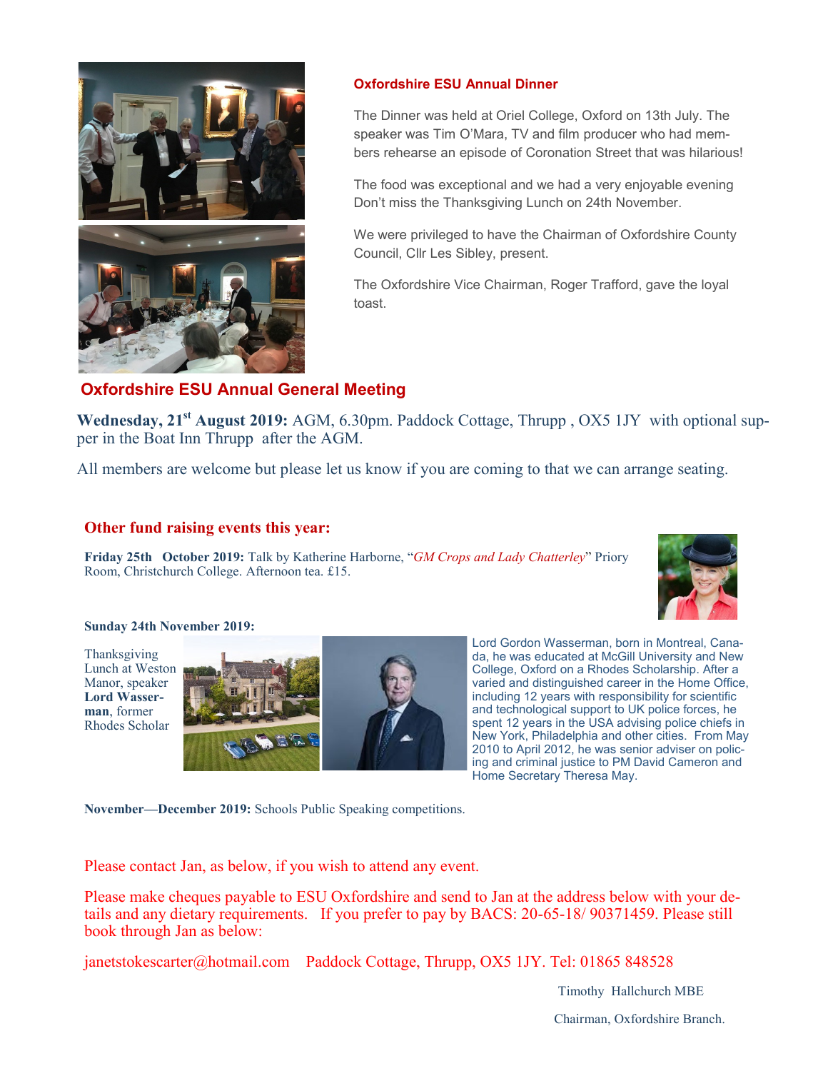## Oxfordshire ESU Annual Dinner

The Dinner was held at Oriel College, Oxford on 13th July. The speaker was Tim O'Mara, TV and film producer who had members rehearse an episode of Coronation Street that was hilarious!

The food was exceptional and we had a very enjoyable evening Don't miss the Thanksgiving Lunch on 24th November.

We were privileged to have the Chairman of Oxfordshire County Council, Cllr Les Sibley, present.

The Oxfordshire Vice Chairman, Roger Trafford, gave the loyal toast.

## Oxfordshire ESU Annual General Meeting

**Wednesday, 21st August 2019:** AGM, 6.30pm. Paddock Cottage, Thrupp , OX5 1JY with optional supper in the Boat Inn Thrupp after the AGM.

All members are welcome but please let us know if you are coming to that we can arrange seating.

## Other fund raising events this year:

**Friday 25th October 2019:** Talk by Katherine Harborne, "*GM Crops and Lady Chatterley*" Priory Room, Christchurch College. Afternoon tea. £15.

**Sunday 24th November 2019:**

Thanksgiving Lunch at Weston Manor, speaker **Lord Wasserman**, former Rhodes Scholar

Lord Gordon Wasserman, born in Montreal, Canada, he was educated at McGill University and New College, Oxford on a Rhodes Scholarship. After a varied and distinguished career in the Home Office, including 12 years with responsibility for scientific and technological support to UK police forces, he spent 12 years in the USA advising police chiefs in New York, Philadelphia and other cities. From May 2010 to April 2012, he was senior adviser on policing and criminal justice to PM David Cameron and Home Secretary Theresa May.

**November—December 2019:** Schools Public Speaking competitions.

Please contact Jan, as below, if you wish to attend any event.

Please make cheques payable to ESU Oxfordshire and send to Jan at the address below with your details and any dietary requirements. If you prefer to pay by BACS: 20-65-18/ 90371459. Please still book through Jan as below:

janetstokescarter@hotmail.com Paddock Cottage, Thrupp, OX5 1JY. Tel: 01865 848528

Timothy Hallchurch MBE

Chairman, Oxfordshire Branch.